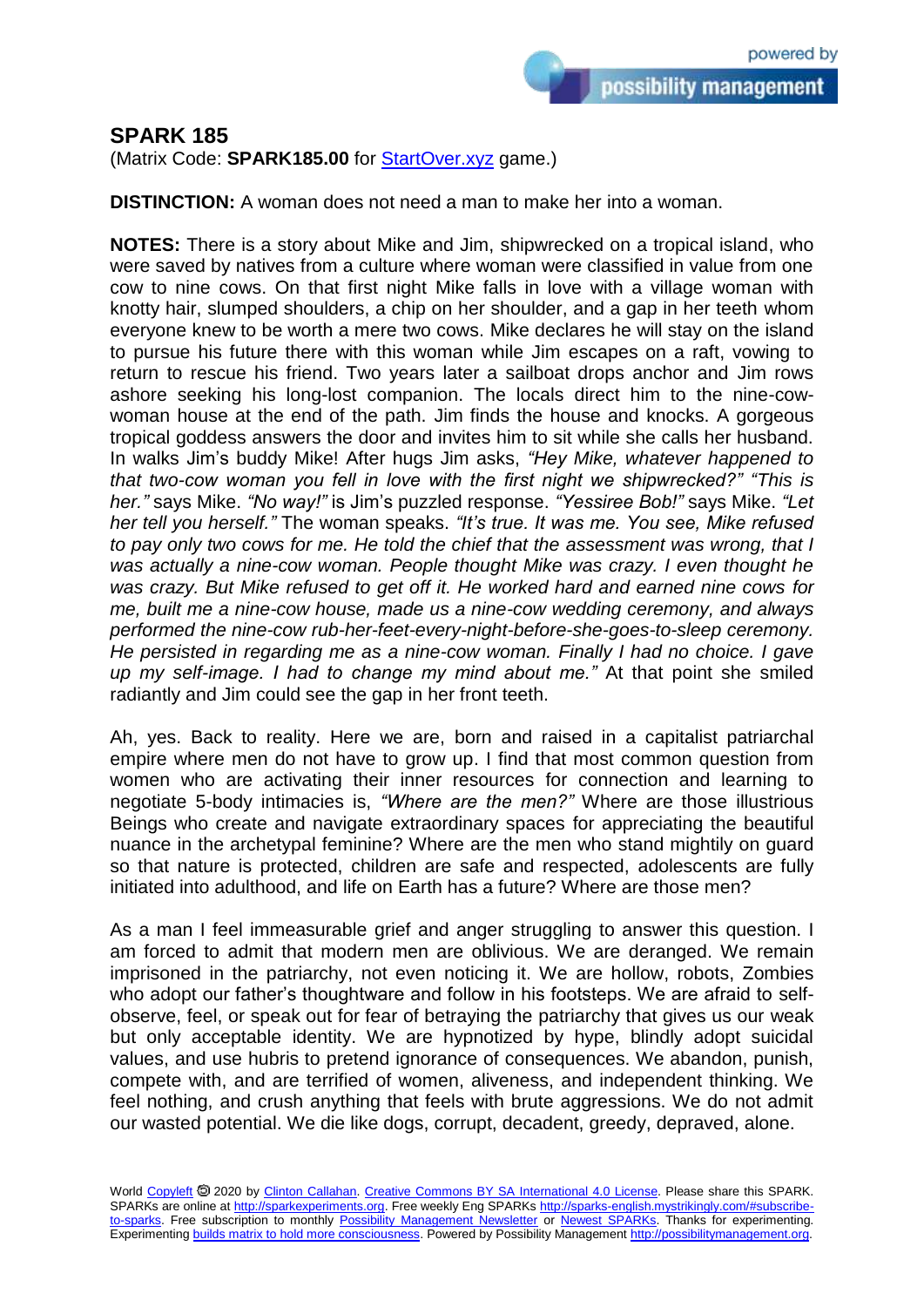## SPARK 185

(Matrix Code: **SPARK185.00** for StartOver.xyz game.)

**DISTINCTION:** A woman does not need a man to make her into a woman.

**NOTES:** There is a story about Mike and Jim, shipwrecked on a tropical island, who were saved by natives from a culture where woman were classified in value from one cow to nine cows. On that first night Mike falls in love with a village woman with knotty hair, slumped shoulders, a chip on her shoulder, and a gap in her teeth whom everyone knew to be worth a mere two cows. Mike declares he will stay on the island to pursue his future there with this woman while Jim escapes on a raft, vowing to return to rescue his friend. Two years later a sailboat drops anchor and Jim rows ashore seeking his long-lost companion. The locals direct him to the nine-cow-woman house at the end of the path. Jim finds the house and knocks. A gorgeous tropical goddess answers the door and invites him to sit while she calls her husband. In walks Jim's buddy Mike! After hugs Jim asks, *"Hey Mike, whatever happened to that two-cow woman you fell in love with the first night we shipwrecked?" "This is her."* says Mike. *"No way!"* is Jim's puzzled response. *"Yessiree Bob!"* says Mike. *"Let her tell you herself."* The woman speaks. *"It's true. It was me. You see, Mike refused to pay only two cows for me. He told the chief that the assessment was wrong, that I was actually a nine-cow woman. People thought Mike was crazy. I even thought he was crazy. But Mike refused to get off it. He worked hard and earned nine cows for me, built me a nine-cow house, made us a nine-cow wedding ceremony, and always performed the nine-cow rub-her-feet-every-night-before-she-goes-to-sleep ceremony. He persisted in regarding me as a nine-cow woman. Finally I had no choice. I gave up my self-image. I had to change my mind about me."* At that point she smiled radiantly and Jim could see the gap in her front teeth.

Ah, yes. Back to reality. Here we are, born and raised in a capitalist patriarchal empire where men do not have to grow up. I find that most common question from women who are activating their inner resources for connection and learning to negotiate 5-body intimacies is, *"Where are the men?"* Where are those illustrious Beings who create and navigate extraordinary spaces for appreciating the beautiful nuance in the archetypal feminine? Where are the men who stand mightily on guard so that nature is protected, children are safe and respected, adolescents are fully initiated into adulthood, and life on Earth has a future? Where are those men?

As a man I feel immeasurable grief and anger struggling to answer this question. I am forced to admit that modern men are oblivious. We are deranged. We remain imprisoned in the patriarchy, not even noticing it. We are hollow, robots, Zombies who adopt our father's thoughtware and follow in his footsteps. We are afraid to self-observe, feel, or speak out for fear of betraying the patriarchy that gives us our weak but only acceptable identity. We are hypnotized by hype, blindly adopt suicidal values, and use hubris to pretend ignorance of consequences. We abandon, punish, compete with, and are terrified of women, aliveness, and independent thinking. We feel nothing, and crush anything that feels with brute aggressions. We do not admit our wasted potential. We die like dogs, corrupt, decadent, greedy, depraved, alone.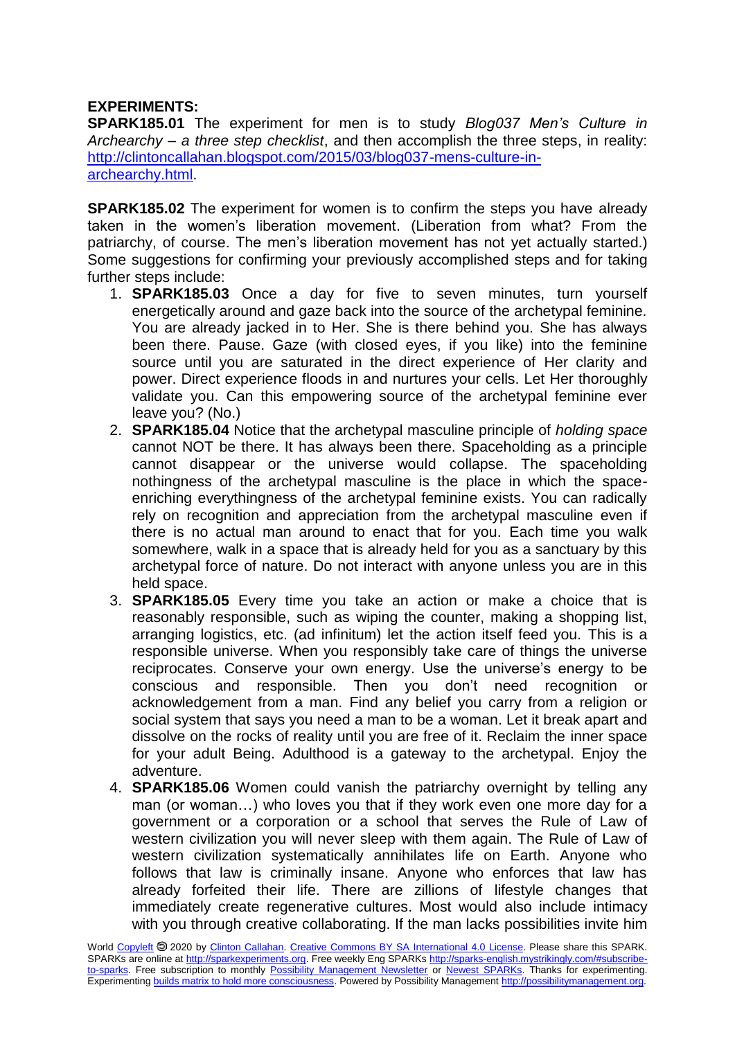**EXPERIMENTS:**

**SPARK185.01** The experiment for men is to study *Blog037 Men's Culture in Archearchy – a three step checklist*, and then accomplish the three steps, in reality: http://clintoncallahan.blogspot.com/2015/03/blog037-mens-culture-in-archearchy.html.

**SPARK185.02** The experiment for women is to confirm the steps you have already taken in the women's liberation movement. (Liberation from what? From the patriarchy, of course. The men's liberation movement has not yet actually started.) Some suggestions for confirming your previously accomplished steps and for taking further steps include:

1. **SPARK185.03** Once a day for five to seven minutes, turn yourself energetically around and gaze back into the source of the archetypal feminine. You are already jacked in to Her. She is there behind you. She has always been there. Pause. Gaze (with closed eyes, if you like) into the feminine source until you are saturated in the direct experience of Her clarity and power. Direct experience floods in and nurtures your cells. Let Her thoroughly validate you. Can this empowering source of the archetypal feminine ever leave you? (No.)
2. **SPARK185.04** Notice that the archetypal masculine principle of *holding space* cannot NOT be there. It has always been there. Spaceholding as a principle cannot disappear or the universe would collapse. The spaceholding nothingness of the archetypal masculine is the place in which the space-enriching everythingness of the archetypal feminine exists. You can radically rely on recognition and appreciation from the archetypal masculine even if there is no actual man around to enact that for you. Each time you walk somewhere, walk in a space that is already held for you as a sanctuary by this archetypal force of nature. Do not interact with anyone unless you are in this held space.
3. **SPARK185.05** Every time you take an action or make a choice that is reasonably responsible, such as wiping the counter, making a shopping list, arranging logistics, etc. (ad infinitum) let the action itself feed you. This is a responsible universe. When you responsibly take care of things the universe reciprocates. Conserve your own energy. Use the universe's energy to be conscious and responsible. Then you don't need recognition or acknowledgement from a man. Find any belief you carry from a religion or social system that says you need a man to be a woman. Let it break apart and dissolve on the rocks of reality until you are free of it. Reclaim the inner space for your adult Being. Adulthood is a gateway to the archetypal. Enjoy the adventure.
4. **SPARK185.06** Women could vanish the patriarchy overnight by telling any man (or woman…) who loves you that if they work even one more day for a government or a corporation or a school that serves the Rule of Law of western civilization you will never sleep with them again. The Rule of Law of western civilization systematically annihilates life on Earth. Anyone who follows that law is criminally insane. Anyone who enforces that law has already forfeited their life. There are zillions of lifestyle changes that immediately create regenerative cultures. Most would also include intimacy with you through creative collaborating. If the man lacks possibilities invite him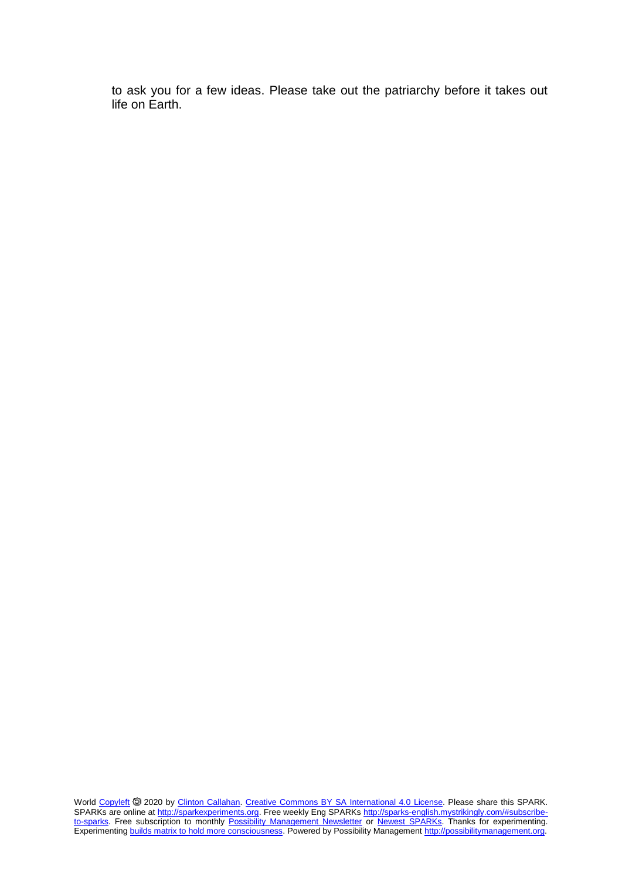to ask you for a few ideas. Please take out the patriarchy before it takes out life on Earth.

World Copyleft 🄯 2020 by Clinton Callahan. Creative Commons BY SA International 4.0 License. Please share this SPARK. SPARKs are online at http://sparkexperiments.org. Free weekly Eng SPARKs http://sparks-english.mystrikingly.com/#subscribe-to-sparks. Free subscription to monthly Possibility Management Newsletter or Newest SPARKs. Thanks for experimenting. Experimenting builds matrix to hold more consciousness. Powered by Possibility Management http://possibilitymanagement.org.